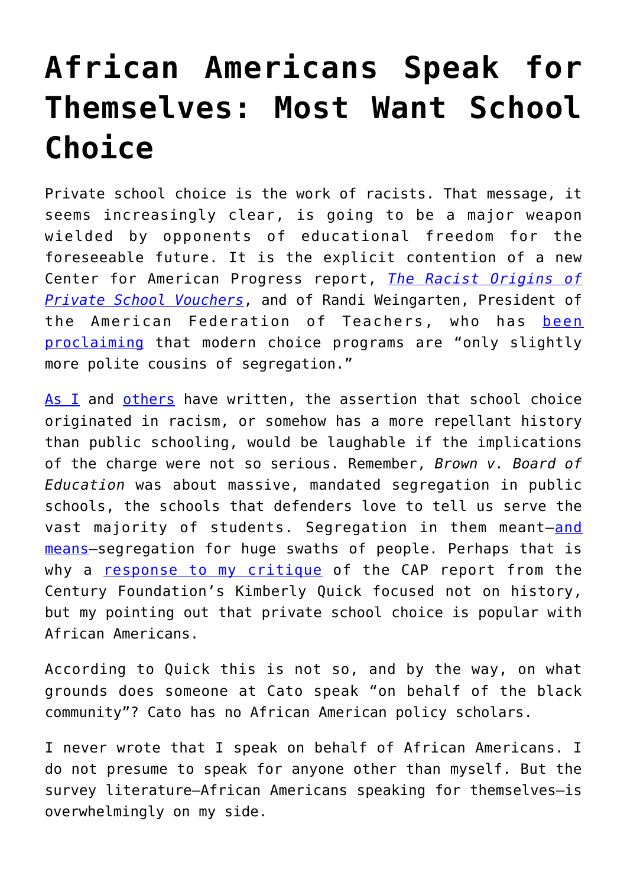# African Americans Speak for Themselves: Most Want School Choice

Private school choice is the work of racists. That message, it seems increasingly clear, is going to be a major weapon wielded by opponents of educational freedom for the foreseeable future. It is the explicit contention of a new Center for American Progress report, *The Racist Origins of Private School Vouchers*, and of Randi Weingarten, President of the American Federation of Teachers, who has been proclaiming that modern choice programs are "only slightly more polite cousins of segregation."

As I and others have written, the assertion that school choice originated in racism, or somehow has a more repellant history than public schooling, would be laughable if the implications of the charge were not so serious. Remember, *Brown v. Board of Education* was about massive, mandated segregation in public schools, the schools that defenders love to tell us serve the vast majority of students. Segregation in them meant—and means—segregation for huge swaths of people. Perhaps that is why a response to my critique of the CAP report from the Century Foundation's Kimberly Quick focused not on history, but my pointing out that private school choice is popular with African Americans.

According to Quick this is not so, and by the way, on what grounds does someone at Cato speak "on behalf of the black community"? Cato has no African American policy scholars.

I never wrote that I speak on behalf of African Americans. I do not presume to speak for anyone other than myself. But the survey literature—African Americans speaking for themselves—is overwhelmingly on my side.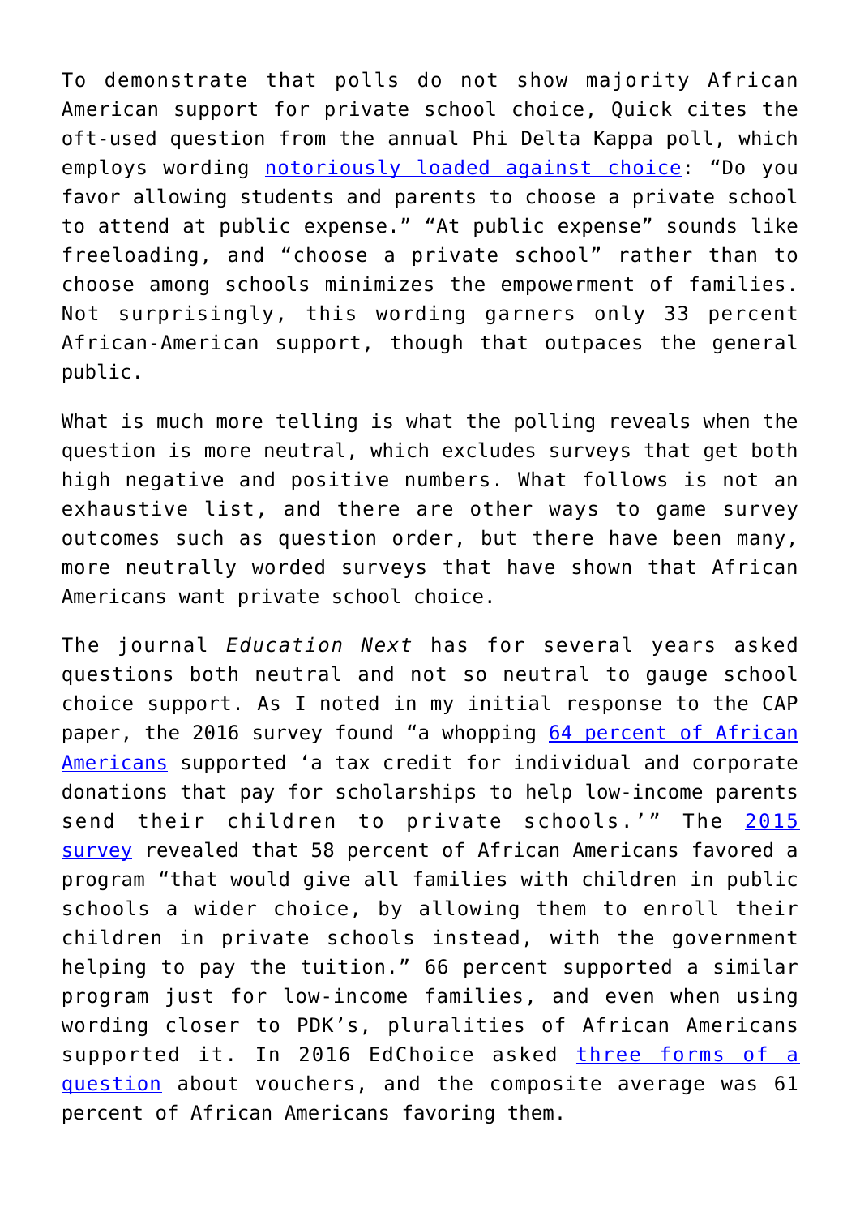To demonstrate that polls do not show majority African American support for private school choice, Quick cites the oft-used question from the annual Phi Delta Kappa poll, which employs wording notoriously loaded against choice: “Do you favor allowing students and parents to choose a private school to attend at public expense.” “At public expense” sounds like freeloading, and “choose a private school” rather than to choose among schools minimizes the empowerment of families. Not surprisingly, this wording garners only 33 percent African-American support, though that outpaces the general public.

What is much more telling is what the polling reveals when the question is more neutral, which excludes surveys that get both high negative and positive numbers. What follows is not an exhaustive list, and there are other ways to game survey outcomes such as question order, but there have been many, more neutrally worded surveys that have shown that African Americans want private school choice.

The journal *Education Next* has for several years asked questions both neutral and not so neutral to gauge school choice support. As I noted in my initial response to the CAP paper, the 2016 survey found “a whopping 64 percent of African Americans supported ‘a tax credit for individual and corporate donations that pay for scholarships to help low-income parents send their children to private schools.’” The 2015 survey revealed that 58 percent of African Americans favored a program “that would give all families with children in public schools a wider choice, by allowing them to enroll their children in private schools instead, with the government helping to pay the tuition.” 66 percent supported a similar program just for low-income families, and even when using wording closer to PDK’s, pluralities of African Americans supported it. In 2016 EdChoice asked three forms of a question about vouchers, and the composite average was 61 percent of African Americans favoring them.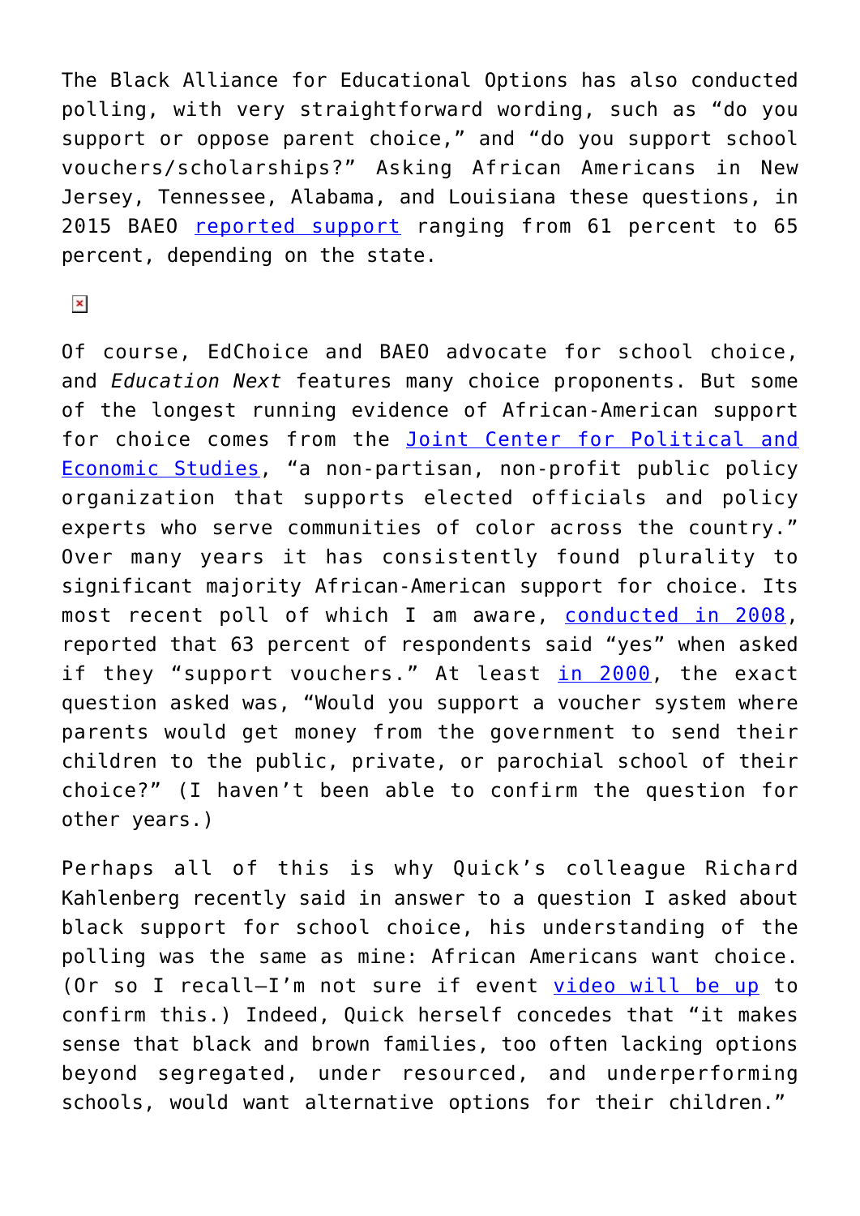The Black Alliance for Educational Options has also conducted polling, with very straightforward wording, such as "do you support or oppose parent choice," and "do you support school vouchers/scholarships?" Asking African Americans in New Jersey, Tennessee, Alabama, and Louisiana these questions, in 2015 BAEO reported support ranging from 61 percent to 65 percent, depending on the state.

Of course, EdChoice and BAEO advocate for school choice, and *Education Next* features many choice proponents. But some of the longest running evidence of African-American support for choice comes from the Joint Center for Political and Economic Studies, "a non-partisan, non-profit public policy organization that supports elected officials and policy experts who serve communities of color across the country." Over many years it has consistently found plurality to significant majority African-American support for choice. Its most recent poll of which I am aware, conducted in 2008, reported that 63 percent of respondents said "yes" when asked if they "support vouchers." At least in 2000, the exact question asked was, "Would you support a voucher system where parents would get money from the government to send their children to the public, private, or parochial school of their choice?" (I haven't been able to confirm the question for other years.)

Perhaps all of this is why Quick's colleague Richard Kahlenberg recently said in answer to a question I asked about black support for school choice, his understanding of the polling was the same as mine: African Americans want choice. (Or so I recall—I'm not sure if event video will be up to confirm this.) Indeed, Quick herself concedes that "it makes sense that black and brown families, too often lacking options beyond segregated, under resourced, and underperforming schools, would want alternative options for their children."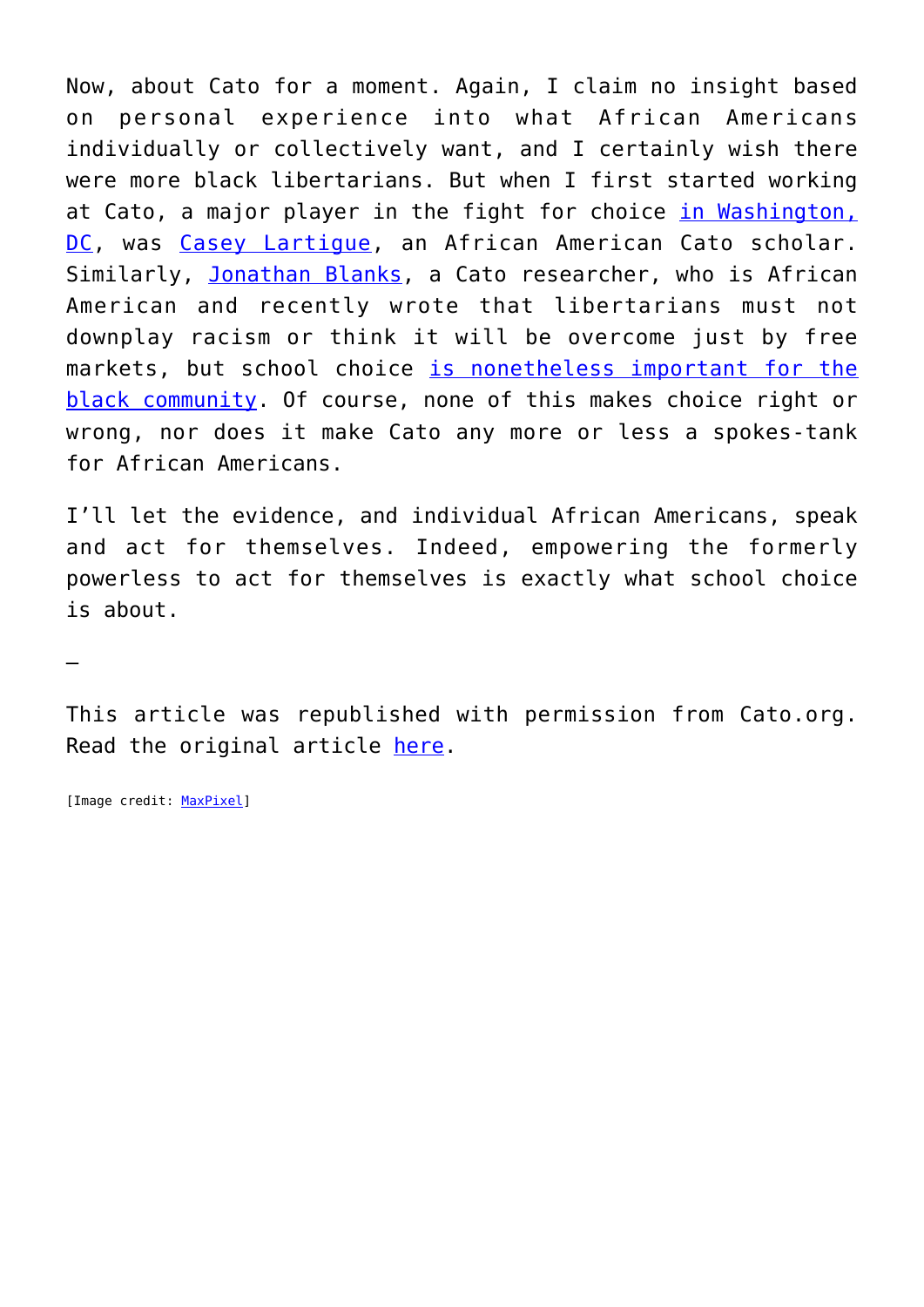Now, about Cato for a moment. Again, I claim no insight based on personal experience into what African Americans individually or collectively want, and I certainly wish there were more black libertarians. But when I first started working at Cato, a major player in the fight for choice [in Washington, DC](), was [Casey Lartigue](), an African American Cato scholar. Similarly, [Jonathan Blanks](), a Cato researcher, who is African American and recently wrote that libertarians must not downplay racism or think it will be overcome just by free markets, but school choice [is nonetheless important for the black community](). Of course, none of this makes choice right or wrong, nor does it make Cato any more or less a spokes-tank for African Americans.

I'll let the evidence, and individual African Americans, speak and act for themselves. Indeed, empowering the formerly powerless to act for themselves is exactly what school choice is about.

—

This article was republished with permission from Cato.org. Read the original article [here]().

[Image credit: [MaxPixel]()]